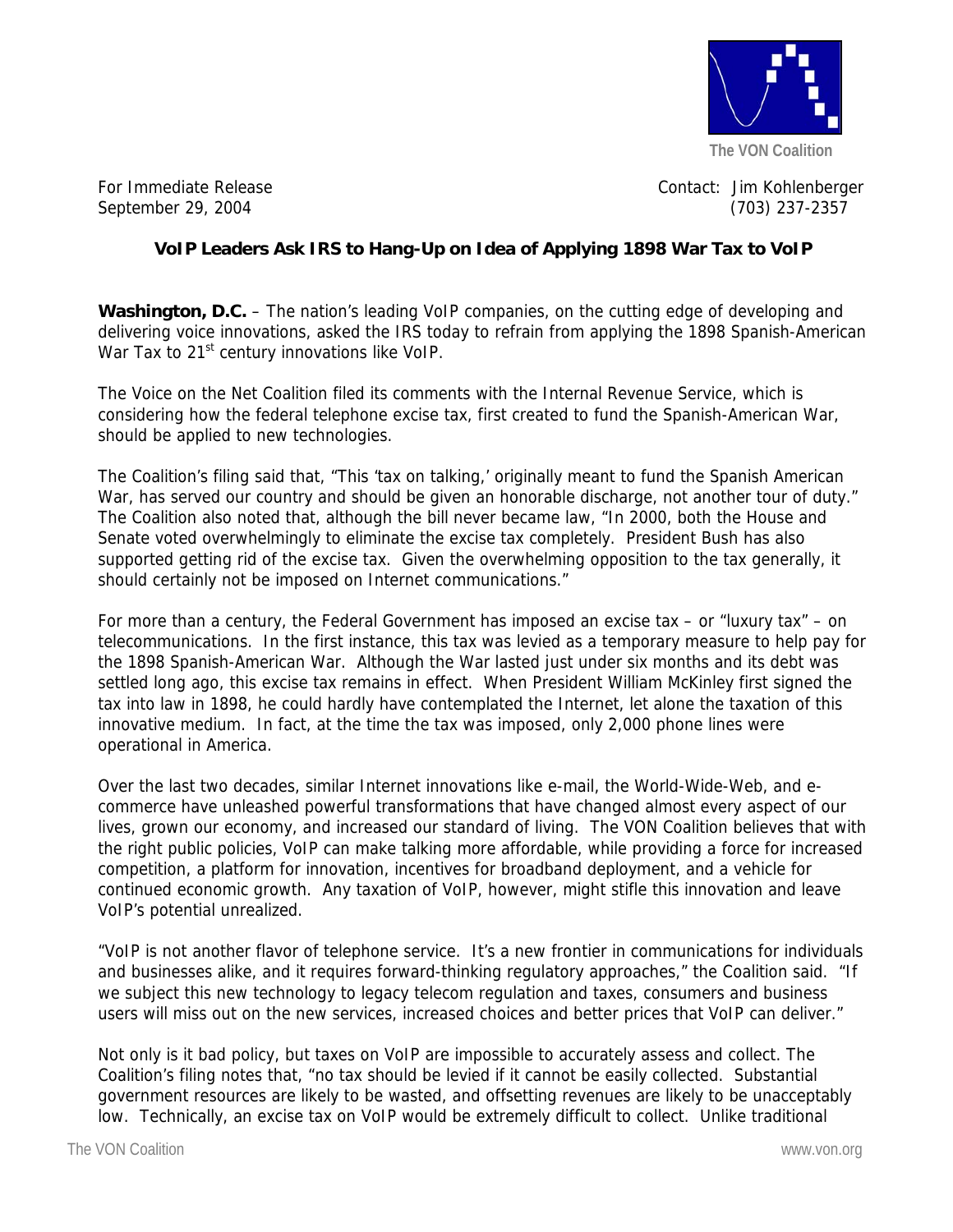The VON Coalition

For Immediate Release
September 29, 2004

Contact: Jim Kohlenberger
(703) 237-2357

**VoIP Leaders Ask IRS to Hang-Up on Idea of Applying 1898 War Tax to VoIP**

**Washington, D.C.** – The nation's leading VoIP companies, on the cutting edge of developing and delivering voice innovations, asked the IRS today to refrain from applying the 1898 Spanish-American War Tax to 21st century innovations like VoIP.

The Voice on the Net Coalition filed its comments with the Internal Revenue Service, which is considering how the federal telephone excise tax, first created to fund the Spanish-American War, should be applied to new technologies.

The Coalition's filing said that, "This 'tax on talking,' originally meant to fund the Spanish American War, has served our country and should be given an honorable discharge, not another tour of duty." The Coalition also noted that, although the bill never became law, "In 2000, both the House and Senate voted overwhelmingly to eliminate the excise tax completely. President Bush has also supported getting rid of the excise tax. Given the overwhelming opposition to the tax generally, it should certainly not be imposed on Internet communications."

For more than a century, the Federal Government has imposed an excise tax – or "luxury tax" – on telecommunications. In the first instance, this tax was levied as a temporary measure to help pay for the 1898 Spanish-American War. Although the War lasted just under six months and its debt was settled long ago, this excise tax remains in effect. When President William McKinley first signed the tax into law in 1898, he could hardly have contemplated the Internet, let alone the taxation of this innovative medium. In fact, at the time the tax was imposed, only 2,000 phone lines were operational in America.

Over the last two decades, similar Internet innovations like e-mail, the World-Wide-Web, and e-commerce have unleashed powerful transformations that have changed almost every aspect of our lives, grown our economy, and increased our standard of living. The VON Coalition believes that with the right public policies, VoIP can make talking more affordable, while providing a force for increased competition, a platform for innovation, incentives for broadband deployment, and a vehicle for continued economic growth. Any taxation of VoIP, however, might stifle this innovation and leave VoIP's potential unrealized.

"VoIP is not another flavor of telephone service. It's a new frontier in communications for individuals and businesses alike, and it requires forward-thinking regulatory approaches," the Coalition said. "If we subject this new technology to legacy telecom regulation and taxes, consumers and business users will miss out on the new services, increased choices and better prices that VoIP can deliver."

Not only is it bad policy, but taxes on VoIP are impossible to accurately assess and collect. The Coalition's filing notes that, "no tax should be levied if it cannot be easily collected. Substantial government resources are likely to be wasted, and offsetting revenues are likely to be unacceptably low. Technically, an excise tax on VoIP would be extremely difficult to collect. Unlike traditional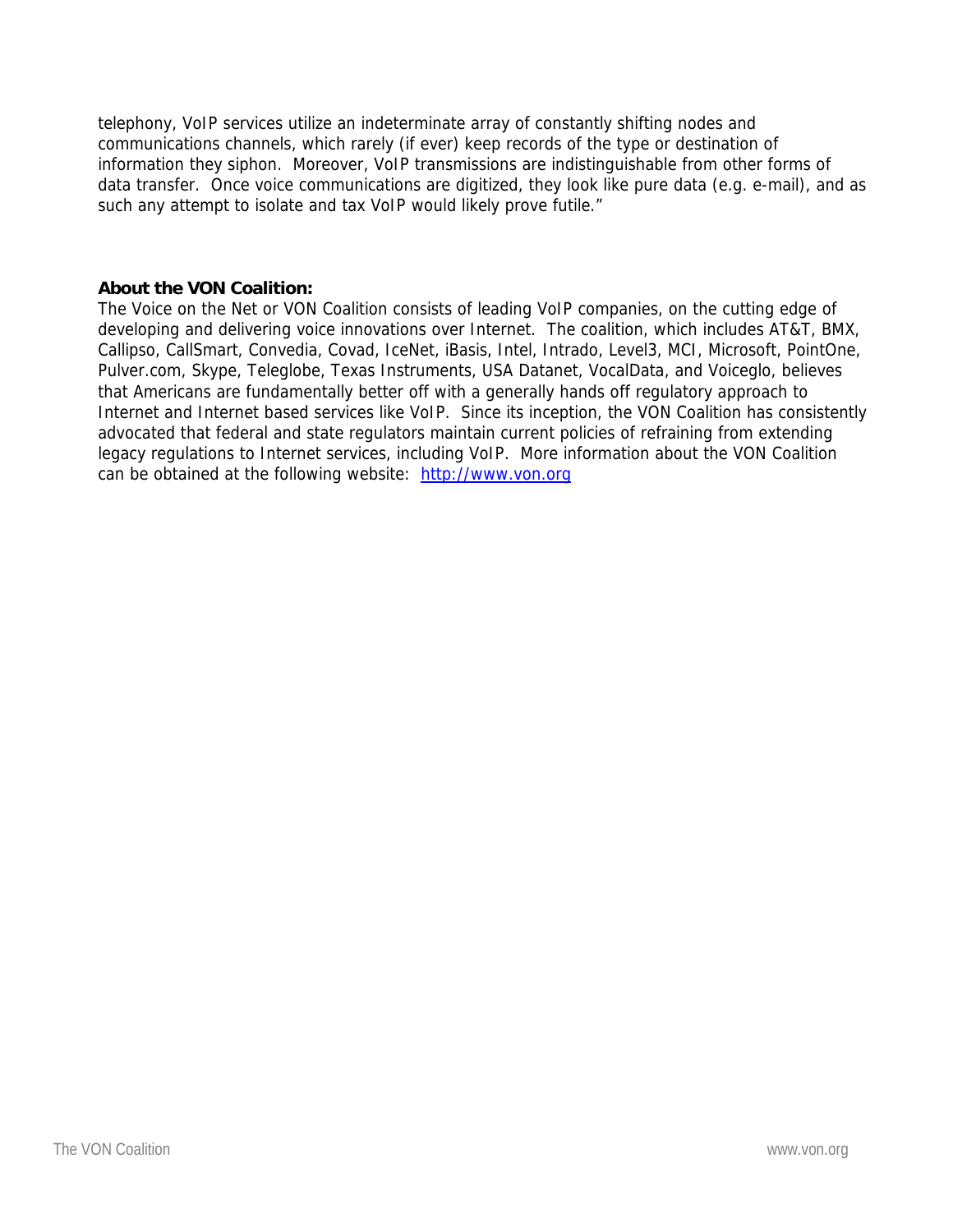telephony, VoIP services utilize an indeterminate array of constantly shifting nodes and communications channels, which rarely (if ever) keep records of the type or destination of information they siphon. Moreover, VoIP transmissions are indistinguishable from other forms of data transfer. Once voice communications are digitized, they look like pure data (e.g. e-mail), and as such any attempt to isolate and tax VoIP would likely prove futile."

**About the VON Coalition:**

The Voice on the Net or VON Coalition consists of leading VoIP companies, on the cutting edge of developing and delivering voice innovations over Internet. The coalition, which includes AT&T, BMX, Callipso, CallSmart, Convedia, Covad, IceNet, iBasis, Intel, Intrado, Level3, MCI, Microsoft, PointOne, Pulver.com, Skype, Teleglobe, Texas Instruments, USA Datanet, VocalData, and Voiceglo, believes that Americans are fundamentally better off with a generally hands off regulatory approach to Internet and Internet based services like VoIP. Since its inception, the VON Coalition has consistently advocated that federal and state regulators maintain current policies of refraining from extending legacy regulations to Internet services, including VoIP. More information about the VON Coalition can be obtained at the following website: [http://www.von.org](http://www.von.org)